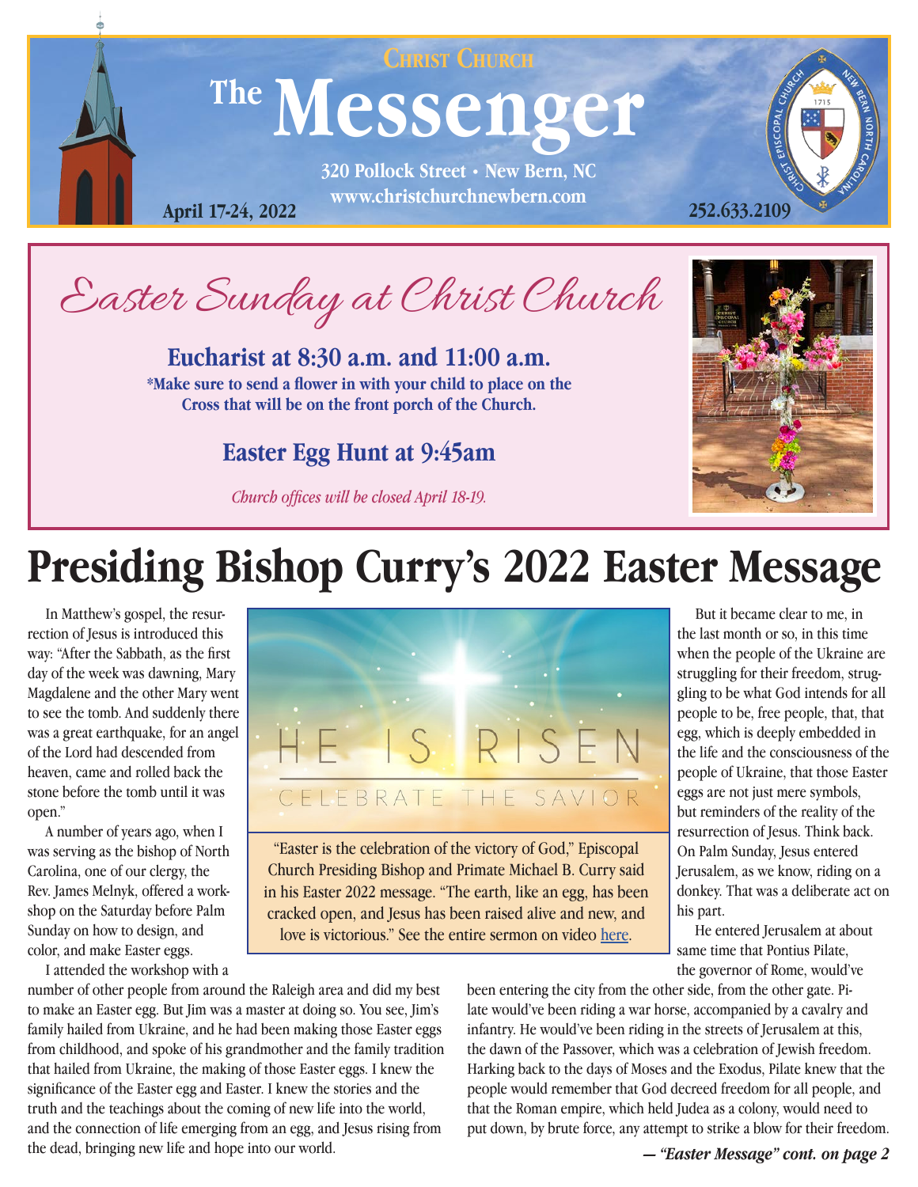CHRIST CHURCH

# The Messenger

320 Pollock Street • New Bern, NC
www.christchurchnewbern.com

April 17-24, 2022

252.633.2109

## Easter Sunday at Christ Church

**Eucharist at 8:30 a.m. and 11:00 a.m.**

**\*Make sure to send a flower in with your child to place on the Cross that will be on the front porch of the Church.**

**Easter Egg Hunt at 9:45am**

*Church offices will be closed April 18-19.*

# Presiding Bishop Curry's 2022 Easter Message

HE IS RISEN
CELEBRATE THE SAVIOR

"Easter is the celebration of the victory of God," Episcopal Church Presiding Bishop and Primate Michael B. Curry said in his Easter 2022 message. "The earth, like an egg, has been cracked open, and Jesus has been raised alive and new, and love is victorious." See the entire sermon on video [here](here).

In Matthew's gospel, the resurrection of Jesus is introduced this way: "After the Sabbath, as the first day of the week was dawning, Mary Magdalene and the other Mary went to see the tomb. And suddenly there was a great earthquake, for an angel of the Lord had descended from heaven, came and rolled back the stone before the tomb until it was open."

A number of years ago, when I was serving as the bishop of North Carolina, one of our clergy, the Rev. James Melnyk, offered a workshop on the Saturday before Palm Sunday on how to design, and color, and make Easter eggs.

I attended the workshop with a number of other people from around the Raleigh area and did my best to make an Easter egg. But Jim was a master at doing so. You see, Jim's family hailed from Ukraine, and he had been making those Easter eggs from childhood, and spoke of his grandmother and the family tradition that hailed from Ukraine, the making of those Easter eggs. I knew the significance of the Easter egg and Easter. I knew the stories and the truth and the teachings about the coming of new life into the world, and the connection of life emerging from an egg, and Jesus rising from the dead, bringing new life and hope into our world.

But it became clear to me, in the last month or so, in this time when the people of the Ukraine are struggling for their freedom, struggling to be what God intends for all people to be, free people, that, that egg, which is deeply embedded in the life and the consciousness of the people of Ukraine, that those Easter eggs are not just mere symbols, but reminders of the reality of the resurrection of Jesus. Think back. On Palm Sunday, Jesus entered Jerusalem, as we know, riding on a donkey. That was a deliberate act on his part.

He entered Jerusalem at about same time that Pontius Pilate, the governor of Rome, would've been entering the city from the other side, from the other gate. Pilate would've been riding a war horse, accompanied by a cavalry and infantry. He would've been riding in the streets of Jerusalem at this, the dawn of the Passover, which was a celebration of Jewish freedom. Harking back to the days of Moses and the Exodus, Pilate knew that the people would remember that God decreed freedom for all people, and that the Roman empire, which held Judea as a colony, would need to put down, by brute force, any attempt to strike a blow for their freedom.

***— "Easter Message" cont. on page 2***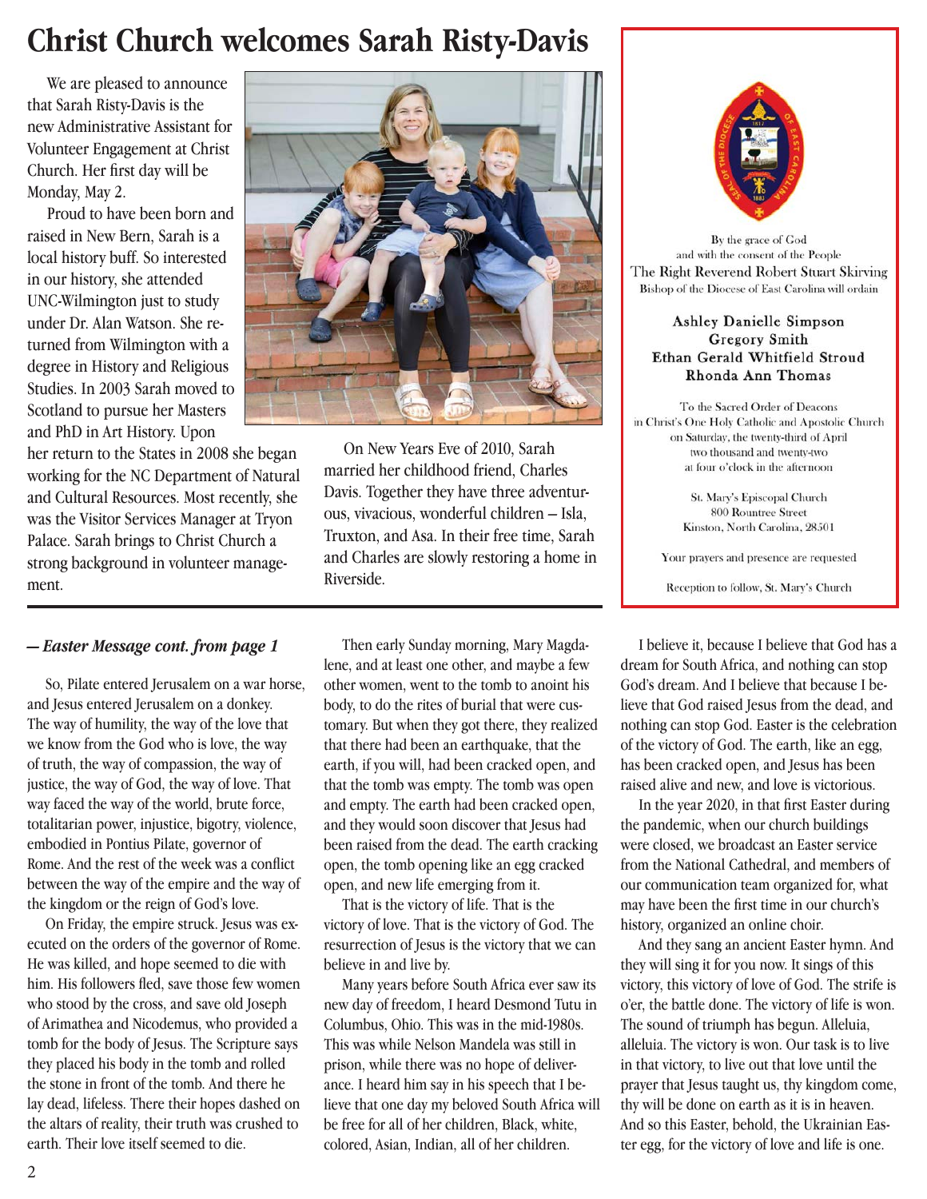# Christ Church welcomes Sarah Risty-Davis

We are pleased to announce that Sarah Risty-Davis is the new Administrative Assistant for Volunteer Engagement at Christ Church. Her first day will be Monday, May 2.

Proud to have been born and raised in New Bern, Sarah is a local history buff. So interested in our history, she attended UNC-Wilmington just to study under Dr. Alan Watson. She returned from Wilmington with a degree in History and Religious Studies. In 2003 Sarah moved to Scotland to pursue her Masters and PhD in Art History. Upon her return to the States in 2008 she began working for the NC Department of Natural and Cultural Resources. Most recently, she was the Visitor Services Manager at Tryon Palace. Sarah brings to Christ Church a strong background in volunteer management.

On New Years Eve of 2010, Sarah married her childhood friend, Charles Davis. Together they have three adventurous, vivacious, wonderful children – Isla, Truxton, and Asa. In their free time, Sarah and Charles are slowly restoring a home in Riverside.

By the grace of God
and with the consent of the People
The Right Reverend Robert Stuart Skirving
Bishop of the Diocese of East Carolina will ordain

**Ashley Danielle Simpson**
**Gregory Smith**
**Ethan Gerald Whitfield Stroud**
**Rhonda Ann Thomas**

To the Sacred Order of Deacons
in Christ's One Holy Catholic and Apostolic Church
on Saturday, the twenty-third of April
two thousand and twenty-two
at four o'clock in the afternoon

St. Mary's Episcopal Church
800 Rountree Street
Kinston, North Carolina, 28501

Your prayers and presence are requested

Reception to follow, St. Mary's Church

***— Easter Message cont. from page 1***

So, Pilate entered Jerusalem on a war horse, and Jesus entered Jerusalem on a donkey. The way of humility, the way of the love that we know from the God who is love, the way of truth, the way of compassion, the way of justice, the way of God, the way of love. That way faced the way of the world, brute force, totalitarian power, injustice, bigotry, violence, embodied in Pontius Pilate, governor of Rome. And the rest of the week was a conflict between the way of the empire and the way of the kingdom or the reign of God's love.

On Friday, the empire struck. Jesus was executed on the orders of the governor of Rome. He was killed, and hope seemed to die with him. His followers fled, save those few women who stood by the cross, and save old Joseph of Arimathea and Nicodemus, who provided a tomb for the body of Jesus. The Scripture says they placed his body in the tomb and rolled the stone in front of the tomb. And there he lay dead, lifeless. There their hopes dashed on the altars of reality, their truth was crushed to earth. Their love itself seemed to die.

Then early Sunday morning, Mary Magdalene, and at least one other, and maybe a few other women, went to the tomb to anoint his body, to do the rites of burial that were customary. But when they got there, they realized that there had been an earthquake, that the earth, if you will, had been cracked open, and that the tomb was empty. The tomb was open and empty. The earth had been cracked open, and they would soon discover that Jesus had been raised from the dead. The earth cracking open, the tomb opening like an egg cracked open, and new life emerging from it.

That is the victory of life. That is the victory of love. That is the victory of God. The resurrection of Jesus is the victory that we can believe in and live by.

Many years before South Africa ever saw its new day of freedom, I heard Desmond Tutu in Columbus, Ohio. This was in the mid-1980s. This was while Nelson Mandela was still in prison, while there was no hope of deliverance. I heard him say in his speech that I believe that one day my beloved South Africa will be free for all of her children, Black, white, colored, Asian, Indian, all of her children.

I believe it, because I believe that God has a dream for South Africa, and nothing can stop God's dream. And I believe that because I believe that God raised Jesus from the dead, and nothing can stop God. Easter is the celebration of the victory of God. The earth, like an egg, has been cracked open, and Jesus has been raised alive and new, and love is victorious.

In the year 2020, in that first Easter during the pandemic, when our church buildings were closed, we broadcast an Easter service from the National Cathedral, and members of our communication team organized for, what may have been the first time in our church's history, organized an online choir.

And they sang an ancient Easter hymn. And they will sing it for you now. It sings of this victory, this victory of love of God. The strife is o'er, the battle done. The victory of life is won. The sound of triumph has begun. Alleluia, alleluia. The victory is won. Our task is to live in that victory, to live out that love until the prayer that Jesus taught us, thy kingdom come, thy will be done on earth as it is in heaven. And so this Easter, behold, the Ukrainian Easter egg, for the victory of love and life is one.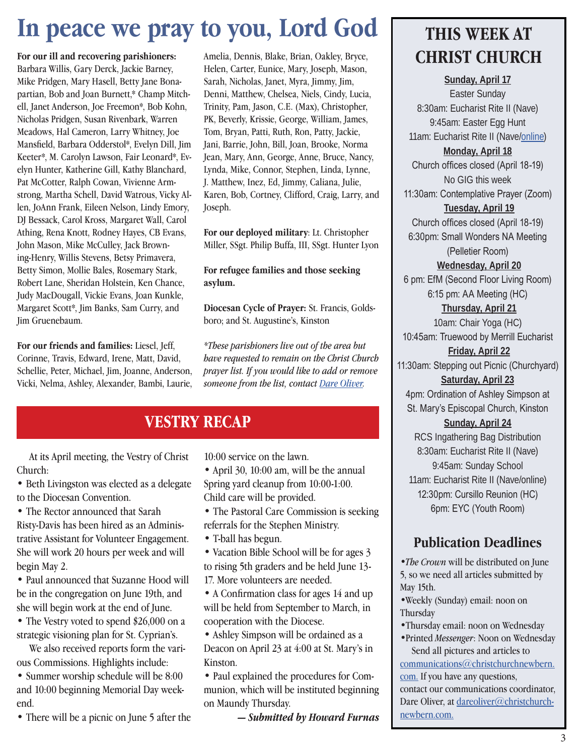# In peace we pray to you, Lord God

**For our ill and recovering parishioners:** Barbara Willis, Gary Derck, Jackie Barney, Mike Pridgen, Mary Hasell, Betty Jane Bonapartian, Bob and Joan Burnett,* Champ Mitchell, Janet Anderson, Joe Freemon*, Bob Kohn, Nicholas Pridgen, Susan Rivenbark, Warren Meadows, Hal Cameron, Larry Whitney, Joe Mansfield, Barbara Odderstol*, Evelyn Dill, Jim Keeter*, M. Carolyn Lawson, Fair Leonard*, Evelyn Hunter, Katherine Gill, Kathy Blanchard, Pat McCotter, Ralph Cowan, Vivienne Armstrong, Martha Schell, David Watrous, Vicky Allen, JoAnn Frank, Eileen Nelson, Lindy Emory, DJ Bessack, Carol Kross, Margaret Wall, Carol Athing, Rena Knott, Rodney Hayes, CB Evans, John Mason, Mike McCulley, Jack Browning-Henry, Willis Stevens, Betsy Primavera, Betty Simon, Mollie Bales, Rosemary Stark, Robert Lane, Sheridan Holstein, Ken Chance, Judy MacDougall, Vickie Evans, Joan Kunkle, Margaret Scott*, Jim Banks, Sam Curry, and Jim Gruenebaum.

**For our friends and families:** Liesel, Jeff, Corinne, Travis, Edward, Irene, Matt, David, Schellie, Peter, Michael, Jim, Joanne, Anderson, Vicki, Nelma, Ashley, Alexander, Bambi, Laurie, Amelia, Dennis, Blake, Brian, Oakley, Bryce, Helen, Carter, Eunice, Mary, Joseph, Mason, Sarah, Nicholas, Janet, Myra, Jimmy, Jim, Denni, Matthew, Chelsea, Niels, Cindy, Lucia, Trinity, Pam, Jason, C.E. (Max), Christopher, PK, Beverly, Krissie, George, William, James, Tom, Bryan, Patti, Ruth, Ron, Patty, Jackie, Jani, Barrie, John, Bill, Joan, Brooke, Norma Jean, Mary, Ann, George, Anne, Bruce, Nancy, Lynda, Mike, Connor, Stephen, Linda, Lynne, J. Matthew, Inez, Ed, Jimmy, Caliana, Julie, Karen, Bob, Cortney, Clifford, Craig, Larry, and Joseph.

**For our deployed military**: Lt. Christopher Miller, SSgt. Philip Buffa, III, SSgt. Hunter Lyon

**For refugee families and those seeking asylum.**

**Diocesan Cycle of Prayer:** St. Francis, Goldsboro; and St. Augustine's, Kinston

*\*These parishioners live out of the area but have requested to remain on the Christ Church prayer list. If you would like to add or remove someone from the list, contact Dare Oliver.*

## VESTRY RECAP

At its April meeting, the Vestry of Christ Church:

- Beth Livingston was elected as a delegate to the Diocesan Convention.
- The Rector announced that Sarah Risty-Davis has been hired as an Administrative Assistant for Volunteer Engagement. She will work 20 hours per week and will begin May 2.
- Paul announced that Suzanne Hood will be in the congregation on June 19th, and she will begin work at the end of June.
- The Vestry voted to spend $26,000 on a strategic visioning plan for St. Cyprian's.

We also received reports form the various Commissions. Highlights include:

- Summer worship schedule will be 8:00 and 10:00 beginning Memorial Day weekend.
- There will be a picnic on June 5 after the 10:00 service on the lawn.
- April 30, 10:00 am, will be the annual Spring yard cleanup from 10:00-1:00. Child care will be provided.
- The Pastoral Care Commission is seeking referrals for the Stephen Ministry.
- T-ball has begun.
- Vacation Bible School will be for ages 3 to rising 5th graders and be held June 13-17. More volunteers are needed.
- A Confirmation class for ages 14 and up will be held from September to March, in cooperation with the Diocese.
- Ashley Simpson will be ordained as a Deacon on April 23 at 4:00 at St. Mary's in Kinston.
- Paul explained the procedures for Communion, which will be instituted beginning on Maundy Thursday.

***— Submitted by Howard Furnas***

## THIS WEEK AT CHRIST CHURCH

**Sunday, April 17**
Easter Sunday
8:30am: Eucharist Rite II (Nave)
9:45am: Easter Egg Hunt
11am: Eucharist Rite II (Nave/online)

**Monday, April 18**
Church offices closed (April 18-19)
No GIG this week
11:30am: Contemplative Prayer (Zoom)

**Tuesday, April 19**
Church offices closed (April 18-19)
6:30pm: Small Wonders NA Meeting (Pelletier Room)

**Wednesday, April 20**
6 pm: EfM (Second Floor Living Room)
6:15 pm: AA Meeting (HC)

**Thursday, April 21**
10am: Chair Yoga (HC)
10:45am: Truewood by Merrill Eucharist

**Friday, April 22**
11:30am: Stepping out Picnic (Churchyard)

**Saturday, April 23**
4pm: Ordination of Ashley Simpson at St. Mary's Episcopal Church, Kinston

**Sunday, April 24**
RCS Ingathering Bag Distribution
8:30am: Eucharist Rite II (Nave)
9:45am: Sunday School
11am: Eucharist Rite II (Nave/online)
12:30pm: Cursillo Reunion (HC)
6pm: EYC (Youth Room)

## Publication Deadlines

- *The Crown* will be distributed on June 5, so we need all articles submitted by May 15th.
- Weekly (Sunday) email: noon on Thursday
- Thursday email: noon on Wednesday
- Printed *Messenger*: Noon on Wednesday

Send all pictures and articles to communications@christchurchnewbern.com. If you have any questions, contact our communications coordinator, Dare Oliver, at dareoliver@christchurchnewbern.com.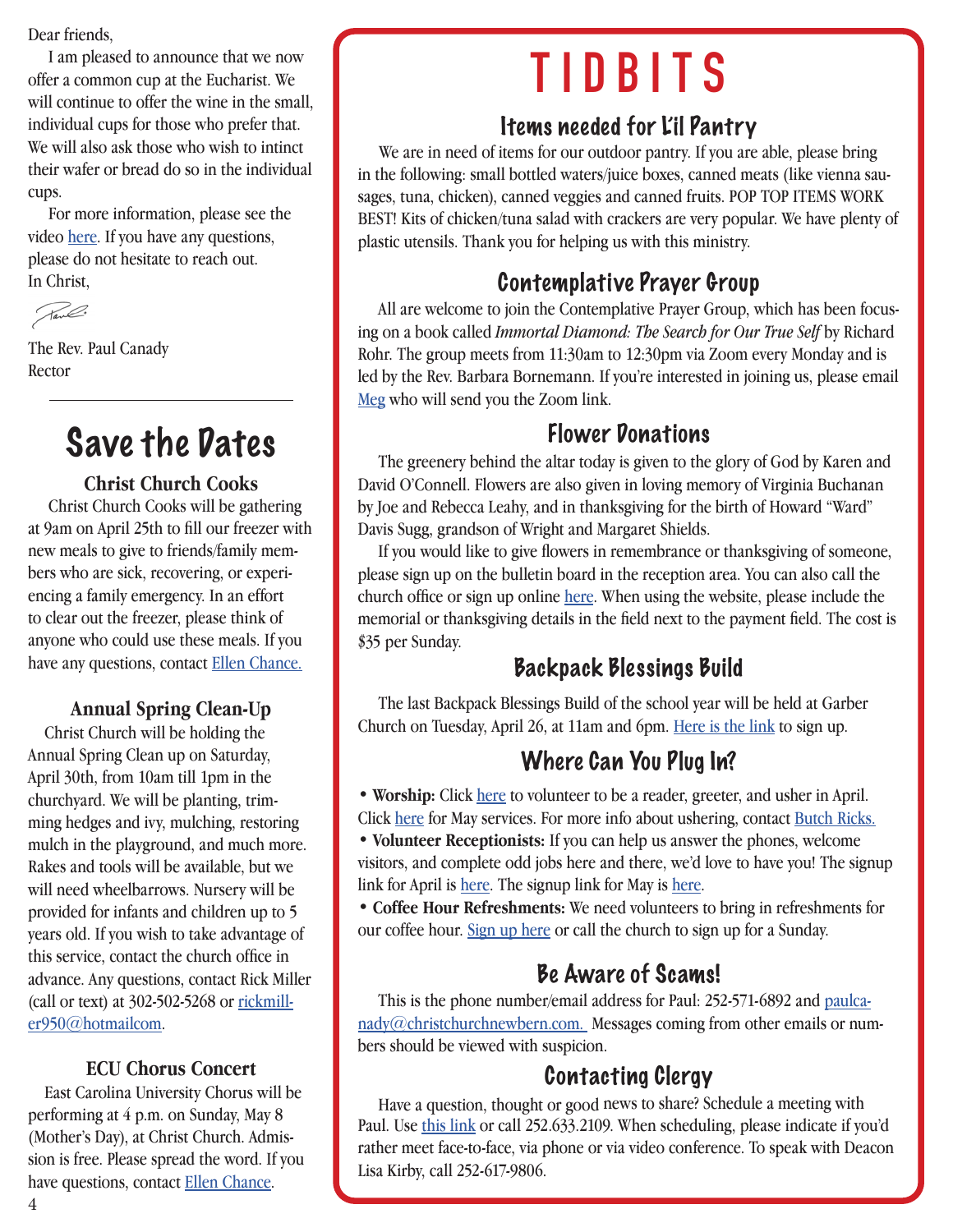Dear friends,

I am pleased to announce that we now offer a common cup at the Eucharist. We will continue to offer the wine in the small, individual cups for those who prefer that. We will also ask those who wish to intinct their wafer or bread do so in the individual cups.

For more information, please see the video here. If you have any questions, please do not hesitate to reach out.

In Christ,

The Rev. Paul Canady
Rector

---

# Save the Dates

### Christ Church Cooks

Christ Church Cooks will be gathering at 9am on April 25th to fill our freezer with new meals to give to friends/family members who are sick, recovering, or experiencing a family emergency. In an effort to clear out the freezer, please think of anyone who could use these meals. If you have any questions, contact Ellen Chance.

### Annual Spring Clean-Up

Christ Church will be holding the Annual Spring Clean up on Saturday, April 30th, from 10am till 1pm in the churchyard. We will be planting, trimming hedges and ivy, mulching, restoring mulch in the playground, and much more. Rakes and tools will be available, but we will need wheelbarrows. Nursery will be provided for infants and children up to 5 years old. If you wish to take advantage of this service, contact the church office in advance. Any questions, contact Rick Miller (call or text) at 302-502-5268 or rickmiller950@hotmailcom.

### ECU Chorus Concert

East Carolina University Chorus will be performing at 4 p.m. on Sunday, May 8 (Mother's Day), at Christ Church. Admission is free. Please spread the word. If you have questions, contact Ellen Chance.

# TIDBITS

## Items needed for L'il Pantry

We are in need of items for our outdoor pantry. If you are able, please bring in the following: small bottled waters/juice boxes, canned meats (like vienna sausages, tuna, chicken), canned veggies and canned fruits. POP TOP ITEMS WORK BEST! Kits of chicken/tuna salad with crackers are very popular. We have plenty of plastic utensils. Thank you for helping us with this ministry.

## Contemplative Prayer Group

All are welcome to join the Contemplative Prayer Group, which has been focusing on a book called *Immortal Diamond: The Search for Our True Self* by Richard Rohr. The group meets from 11:30am to 12:30pm via Zoom every Monday and is led by the Rev. Barbara Bornemann. If you're interested in joining us, please email Meg who will send you the Zoom link.

## Flower Donations

The greenery behind the altar today is given to the glory of God by Karen and David O'Connell. Flowers are also given in loving memory of Virginia Buchanan by Joe and Rebecca Leahy, and in thanksgiving for the birth of Howard "Ward" Davis Sugg, grandson of Wright and Margaret Shields.

If you would like to give flowers in remembrance or thanksgiving of someone, please sign up on the bulletin board in the reception area. You can also call the church office or sign up online here. When using the website, please include the memorial or thanksgiving details in the field next to the payment field. The cost is $35 per Sunday.

## Backpack Blessings Build

The last Backpack Blessings Build of the school year will be held at Garber Church on Tuesday, April 26, at 11am and 6pm. Here is the link to sign up.

## Where Can You Plug In?

- **Worship:** Click here to volunteer to be a reader, greeter, and usher in April. Click here for May services. For more info about ushering, contact Butch Ricks.
- **Volunteer Receptionists:** If you can help us answer the phones, welcome visitors, and complete odd jobs here and there, we'd love to have you! The signup link for April is here. The signup link for May is here.
- **Coffee Hour Refreshments:** We need volunteers to bring in refreshments for our coffee hour. Sign up here or call the church to sign up for a Sunday.

## Be Aware of Scams!

This is the phone number/email address for Paul: 252-571-6892 and paulcanady@christchurchnewbern.com. Messages coming from other emails or numbers should be viewed with suspicion.

## Contacting Clergy

Have a question, thought or good news to share? Schedule a meeting with Paul. Use this link or call 252.633.2109. When scheduling, please indicate if you'd rather meet face-to-face, via phone or via video conference. To speak with Deacon Lisa Kirby, call 252-617-9806.